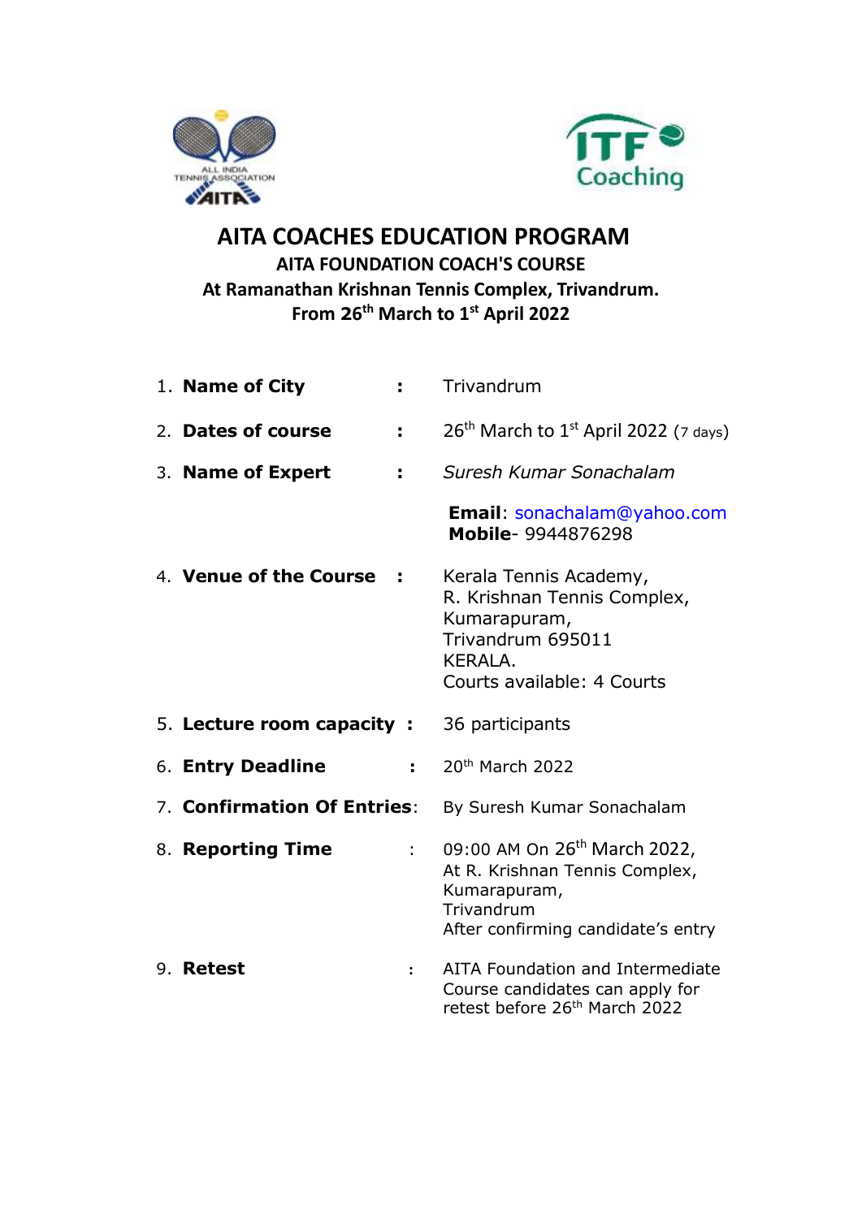# AITA COACHES EDUCATION PROGRAM

## AITA FOUNDATION COACH'S COURSE

### At Ramanathan Krishnan Tennis Complex, Trivandrum.

### From 26th March to 1st April 2022

| | | |
|---|---|---|
| 1. **Name of City** | : | Trivandrum |
| 2. **Dates of course** | : | 26th March to 1st April 2022 (7 days) |
| 3. **Name of Expert** | : | *Suresh Kumar Sonachalam*<br><br>**Email**: sonachalam@yahoo.com<br>**Mobile**- 9944876298 |
| 4. **Venue of the Course** | : | Kerala Tennis Academy,<br>R. Krishnan Tennis Complex,<br>Kumarapuram,<br>Trivandrum 695011<br>KERALA.<br>Courts available: 4 Courts |
| 5. **Lecture room capacity** | : | 36 participants |
| 6. **Entry Deadline** | : | 20th March 2022 |
| 7. **Confirmation Of Entries** | : | By Suresh Kumar Sonachalam |
| 8. **Reporting Time** | : | 09:00 AM On 26th March 2022,<br>At R. Krishnan Tennis Complex,<br>Kumarapuram,<br>Trivandrum<br>After confirming candidate's entry |
| 9. **Retest** | : | AITA Foundation and Intermediate Course candidates can apply for retest before 26th March 2022 |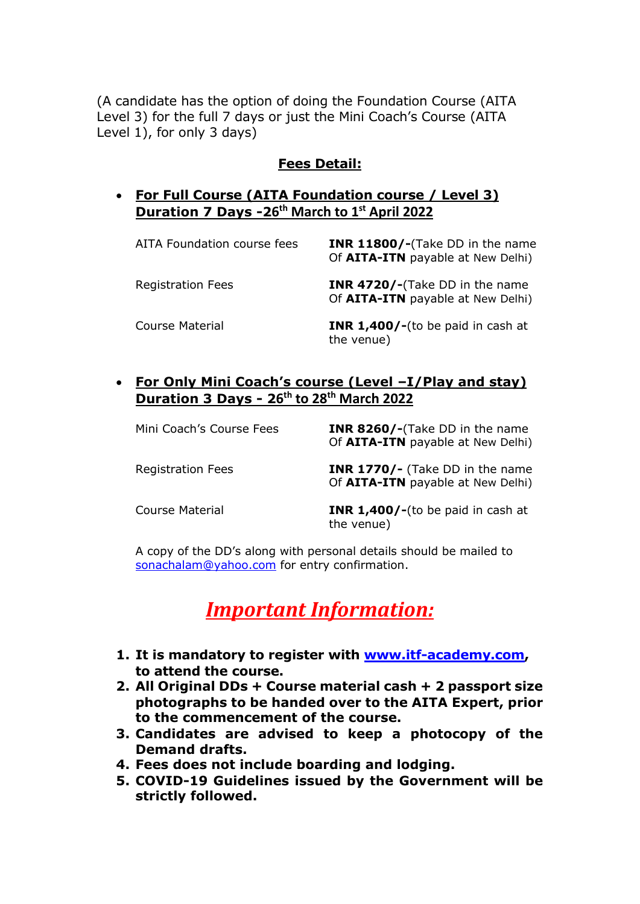(A candidate has the option of doing the Foundation Course (AITA Level 3) for the full 7 days or just the Mini Coach's Course (AITA Level 1), for only 3 days)

## Fees Detail:

- **For Full Course (AITA Foundation course / Level 3)**
  **Duration 7 Days -26th March to 1st April 2022**

| | |
|---|---|
| AITA Foundation course fees | **INR 11800/-**(Take DD in the name Of **AITA-ITN** payable at New Delhi) |
| Registration Fees | **INR 4720/-**(Take DD in the name Of **AITA-ITN** payable at New Delhi) |
| Course Material | **INR 1,400/-**(to be paid in cash at the venue) |

- **For Only Mini Coach's course (Level –I/Play and stay)**
  **Duration 3 Days - 26th to 28th March 2022**

| | |
|---|---|
| Mini Coach's Course Fees | **INR 8260/-**(Take DD in the name Of **AITA-ITN** payable at New Delhi) |
| Registration Fees | **INR 1770/-** (Take DD in the name Of **AITA-ITN** payable at New Delhi) |
| Course Material | **INR 1,400/-**(to be paid in cash at the venue) |

A copy of the DD's along with personal details should be mailed to sonachalam@yahoo.com for entry confirmation.

# *Important Information:*

1. **It is mandatory to register with www.itf-academy.com, to attend the course.**
2. **All Original DDs + Course material cash + 2 passport size photographs to be handed over to the AITA Expert, prior to the commencement of the course.**
3. **Candidates are advised to keep a photocopy of the Demand drafts.**
4. **Fees does not include boarding and lodging.**
5. **COVID-19 Guidelines issued by the Government will be strictly followed.**